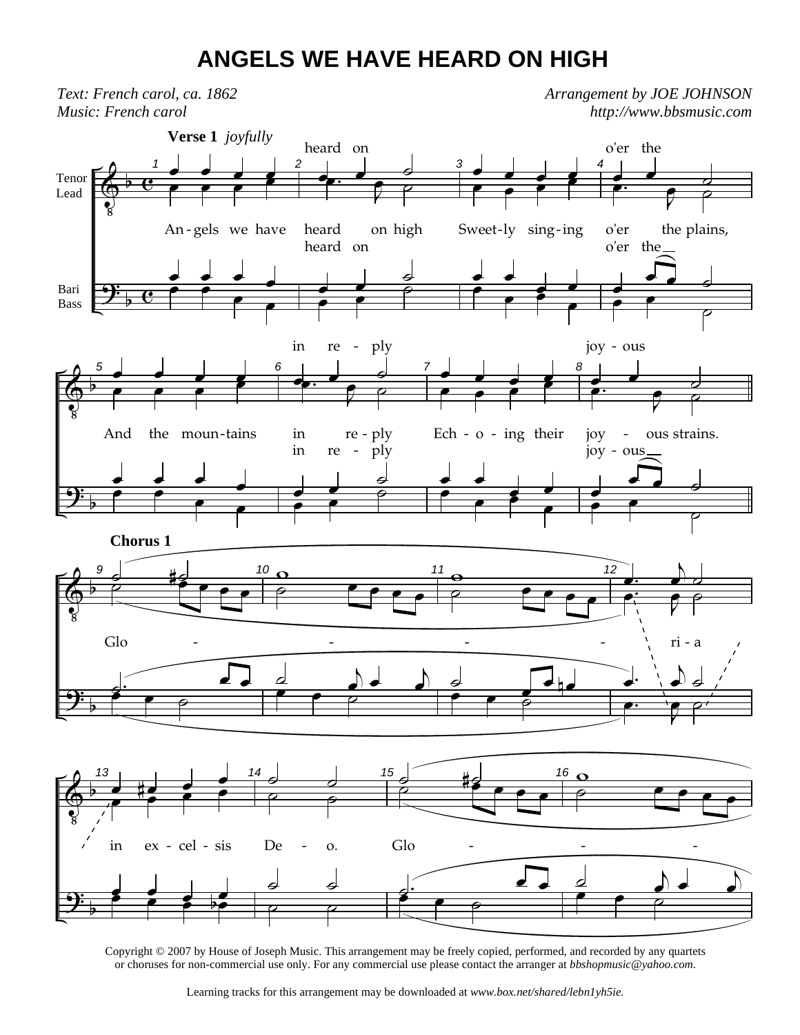# ANGELS WE HAVE HEARD ON HIGH

*Text: French carol, ca. 1862*
*Music: French carol*

*Arrangement by JOE JOHNSON*
*http://www.bbsmusic.com*

**Verse 1** *joyfully*

Tenor / Lead

heard on ... o'er the

An - gels we have heard on high Sweet - ly sing - ing o'er the plains,

heard on ... o'er the

Bari / Bass

in re - ply ... joy - ous

And the moun - tains in re - ply Ech - o - ing their joy - ous strains.

in re - ply ... joy - ous

**Chorus 1**

Glo - - - - ri - a in ex - cel - sis De - o. Glo - - -

Copyright © 2007 by House of Joseph Music. This arrangement may be freely copied, performed, and recorded by any quartets or choruses for non-commercial use only. For any commercial use please contact the arranger at *bbshopmusic@yahoo.com*.

Learning tracks for this arrangement may be downloaded at *www.box.net/shared/lebn1yh5ie*.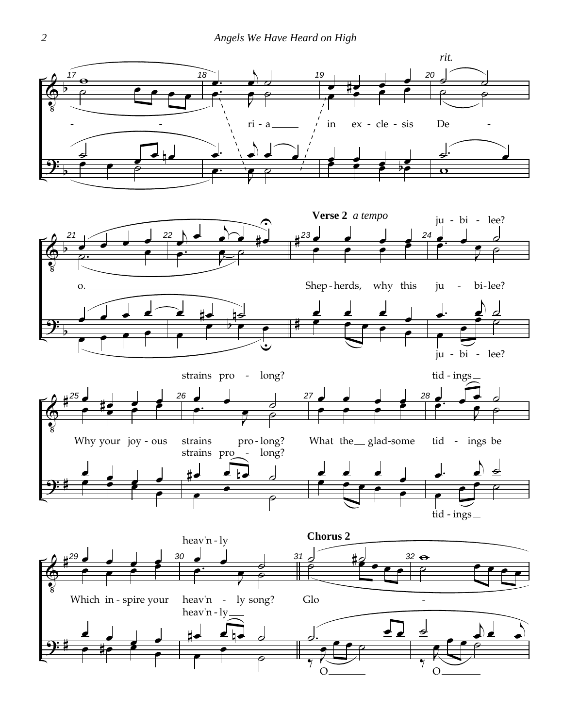**Verse 2** *a tempo*

**Chorus 2**

*rit.*

ri - a in ex - cle - sis De - o.

Shep - herds, why this ju - bi - lee?

Why your joy - ous strains pro - long?

What the glad - some tid - ings be

Which in - spire your heav'n - ly song?

Glo -

O

O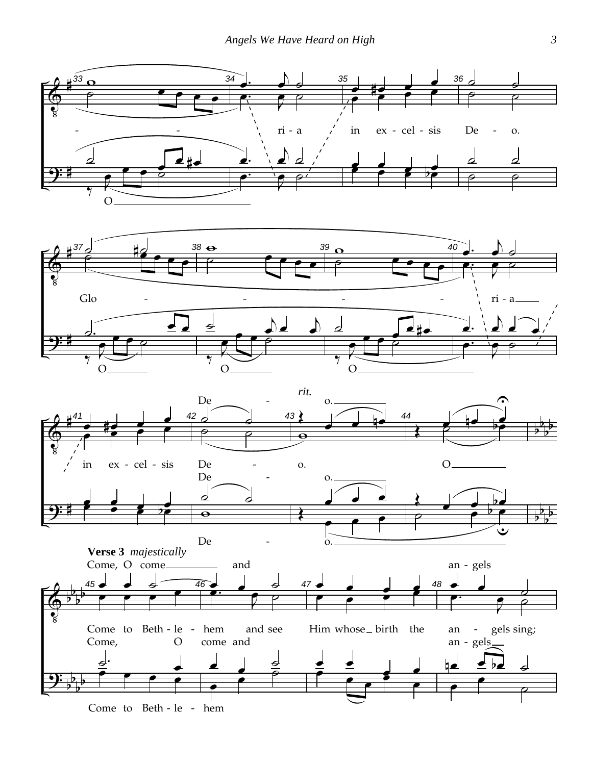**Verse 3** *majestically*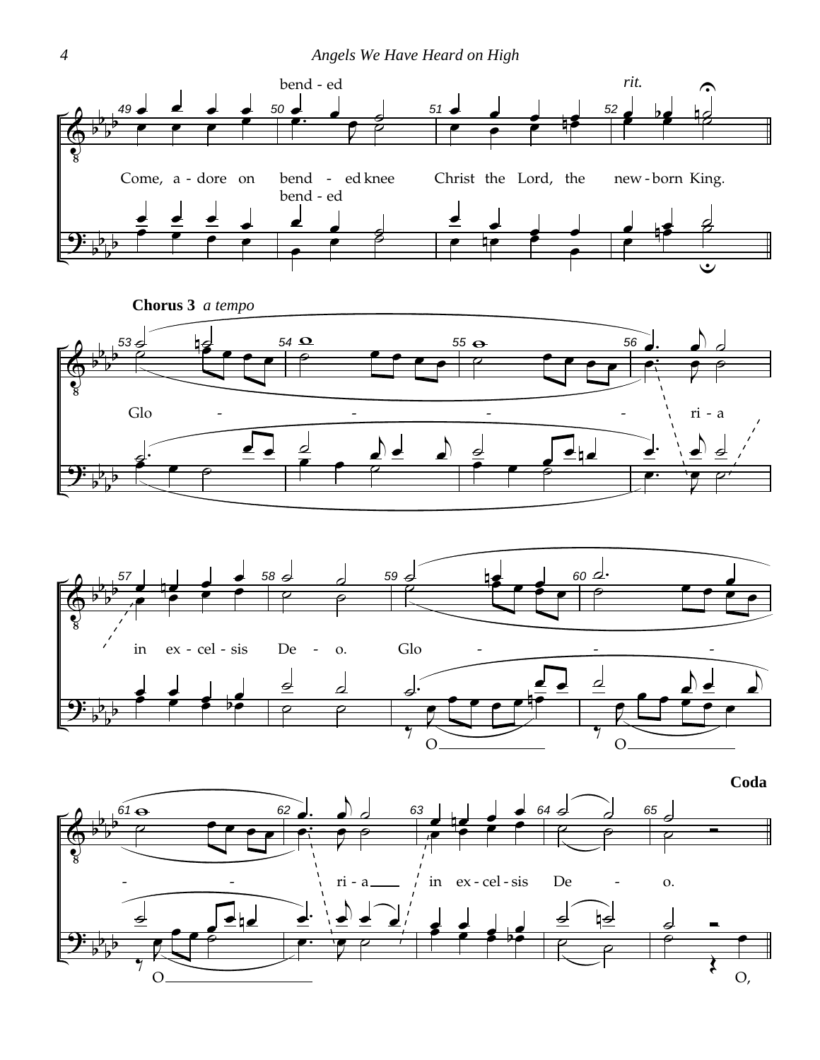Chorus 3 *a tempo*

bend - ed

*rit.*

Come, a - dore on bend - ed knee Christ the Lord, the new - born King.

bend - ed

Glo - - - - ri - a

in ex - cel - sis De - o. Glo - - -

O O

**Coda**

- - ri - a in ex - cel - sis De - o.

O O,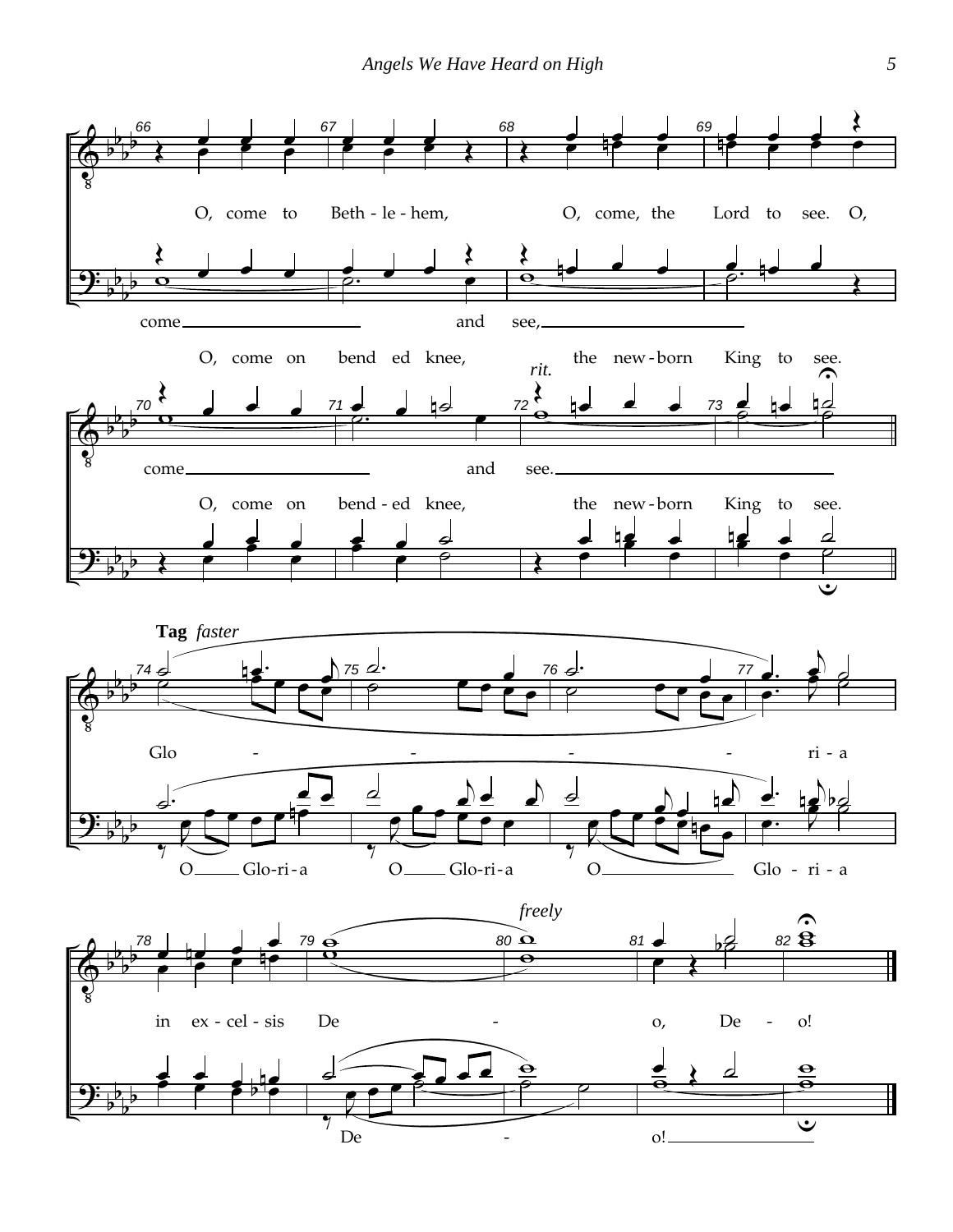O, come to Beth - le - hem, O, come, the Lord to see. O,

come and see,

O, come on bend ed knee, the new - born King to see.

*rit.*

come and see.

O, come on bend - ed knee, the new - born King to see.

**Tag** *faster*

Glo - - - - ri - a

O Glo-ri-a O Glo-ri-a O Glo - ri - a

*freely*

in ex - cel - sis De - o, De - o!

De - o!